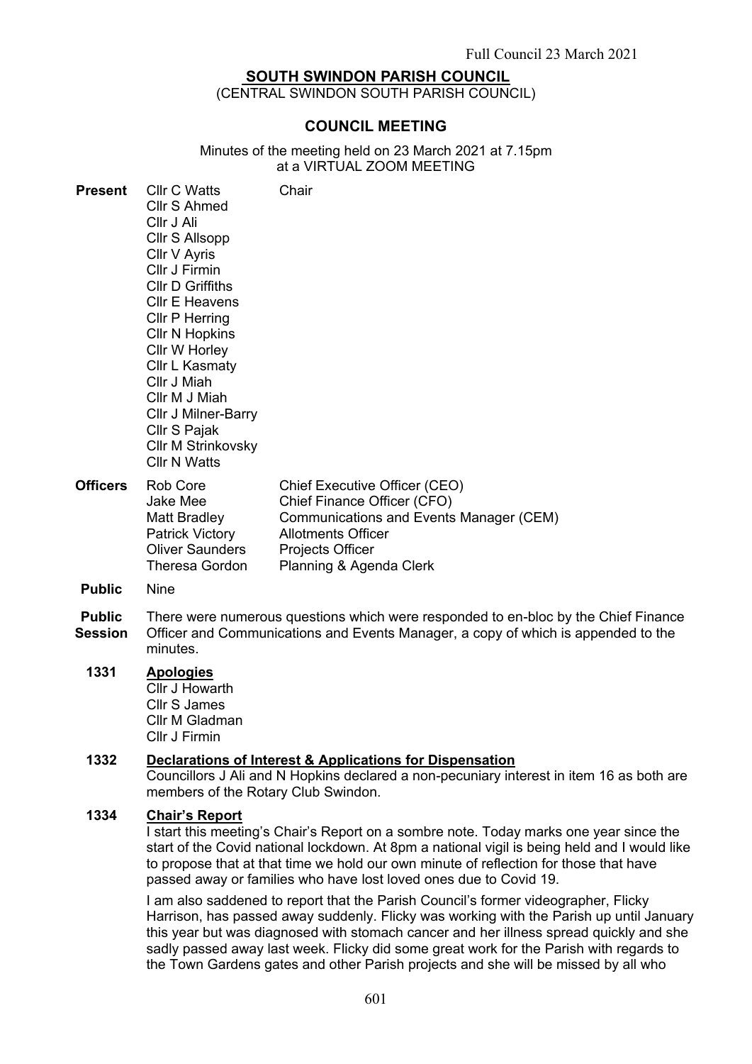Full Council 23 March 2021

# SOUTH SWINDON PARISH COUNCIL

(CENTRAL SWINDON SOUTH PARISH COUNCIL)

## COUNCIL MEETING

Minutes of the meeting held on 23 March 2021 at 7.15pm
at a VIRTUAL ZOOM MEETING

**Present**

| | |
|---|---|
| Cllr C Watts | Chair |
| Cllr S Ahmed | |
| Cllr J Ali | |
| Cllr S Allsopp | |
| Cllr V Ayris | |
| Cllr J Firmin | |
| Cllr D Griffiths | |
| Cllr E Heavens | |
| Cllr P Herring | |
| Cllr N Hopkins | |
| Cllr W Horley | |
| Cllr L Kasmaty | |
| Cllr J Miah | |
| Cllr M J Miah | |
| Cllr J Milner-Barry | |
| Cllr S Pajak | |
| Cllr M Strinkovsky | |
| Cllr N Watts | |

**Officers**

| | |
|---|---|
| Rob Core | Chief Executive Officer (CEO) |
| Jake Mee | Chief Finance Officer (CFO) |
| Matt Bradley | Communications and Events Manager (CEM) |
| Patrick Victory | Allotments Officer |
| Oliver Saunders | Projects Officer |
| Theresa Gordon | Planning & Agenda Clerk |

**Public** Nine

**Public Session** There were numerous questions which were responded to en-bloc by the Chief Finance Officer and Communications and Events Manager, a copy of which is appended to the minutes.

### 1331 Apologies

Cllr J Howarth
Cllr S James
Cllr M Gladman
Cllr J Firmin

### 1332 Declarations of Interest & Applications for Dispensation

Councillors J Ali and N Hopkins declared a non-pecuniary interest in item 16 as both are members of the Rotary Club Swindon.

### 1334 Chair's Report

I start this meeting's Chair's Report on a sombre note. Today marks one year since the start of the Covid national lockdown. At 8pm a national vigil is being held and I would like to propose that at that time we hold our own minute of reflection for those that have passed away or families who have lost loved ones due to Covid 19.

I am also saddened to report that the Parish Council's former videographer, Flicky Harrison, has passed away suddenly. Flicky was working with the Parish up until January this year but was diagnosed with stomach cancer and her illness spread quickly and she sadly passed away last week. Flicky did some great work for the Parish with regards to the Town Gardens gates and other Parish projects and she will be missed by all who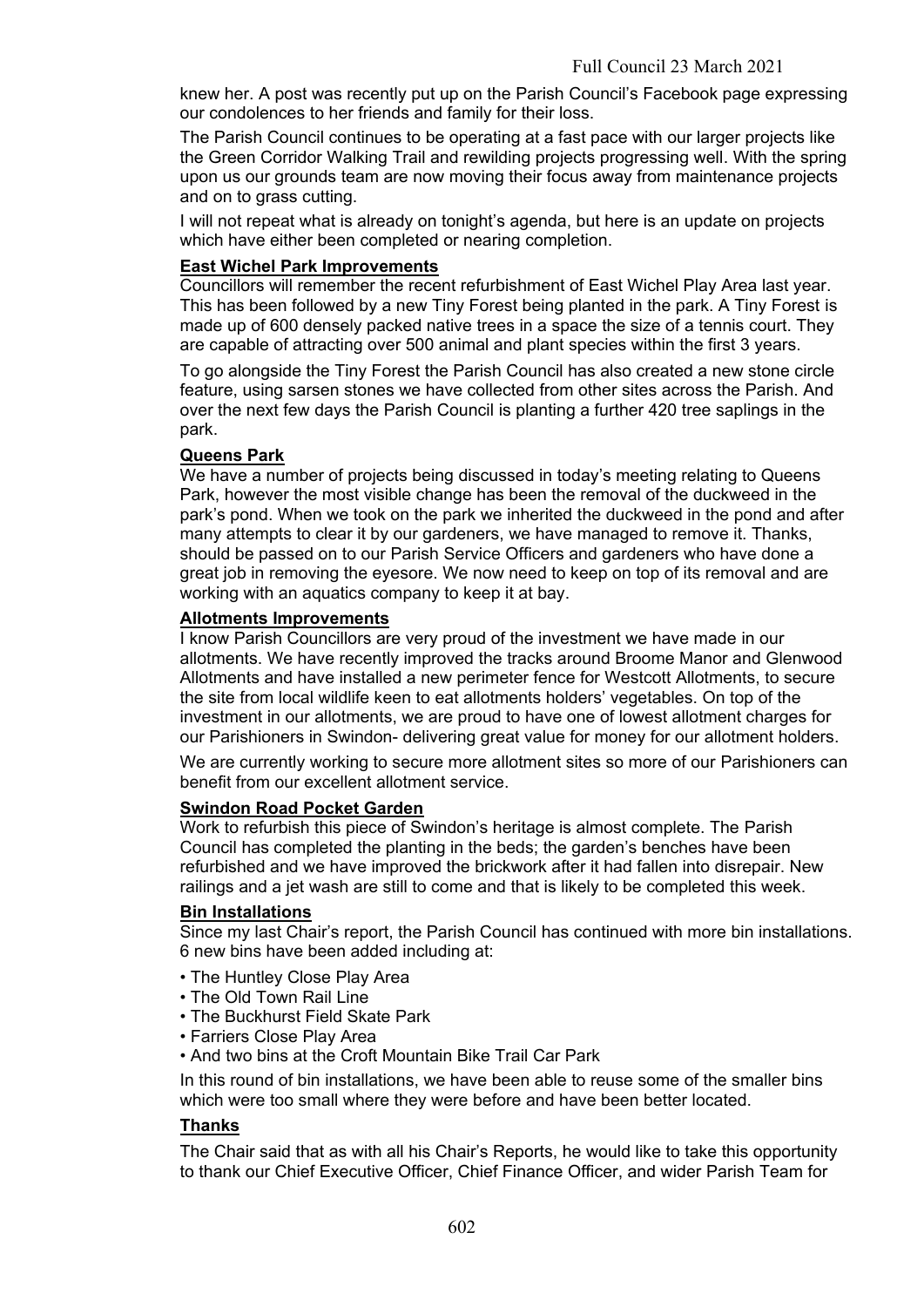knew her. A post was recently put up on the Parish Council's Facebook page expressing our condolences to her friends and family for their loss.

The Parish Council continues to be operating at a fast pace with our larger projects like the Green Corridor Walking Trail and rewilding projects progressing well. With the spring upon us our grounds team are now moving their focus away from maintenance projects and on to grass cutting.

I will not repeat what is already on tonight's agenda, but here is an update on projects which have either been completed or nearing completion.

**East Wichel Park Improvements**

Councillors will remember the recent refurbishment of East Wichel Play Area last year. This has been followed by a new Tiny Forest being planted in the park. A Tiny Forest is made up of 600 densely packed native trees in a space the size of a tennis court. They are capable of attracting over 500 animal and plant species within the first 3 years.

To go alongside the Tiny Forest the Parish Council has also created a new stone circle feature, using sarsen stones we have collected from other sites across the Parish. And over the next few days the Parish Council is planting a further 420 tree saplings in the park.

**Queens Park**

We have a number of projects being discussed in today's meeting relating to Queens Park, however the most visible change has been the removal of the duckweed in the park's pond. When we took on the park we inherited the duckweed in the pond and after many attempts to clear it by our gardeners, we have managed to remove it. Thanks, should be passed on to our Parish Service Officers and gardeners who have done a great job in removing the eyesore. We now need to keep on top of its removal and are working with an aquatics company to keep it at bay.

**Allotments Improvements**

I know Parish Councillors are very proud of the investment we have made in our allotments. We have recently improved the tracks around Broome Manor and Glenwood Allotments and have installed a new perimeter fence for Westcott Allotments, to secure the site from local wildlife keen to eat allotments holders' vegetables. On top of the investment in our allotments, we are proud to have one of lowest allotment charges for our Parishioners in Swindon- delivering great value for money for our allotment holders.

We are currently working to secure more allotment sites so more of our Parishioners can benefit from our excellent allotment service.

**Swindon Road Pocket Garden**

Work to refurbish this piece of Swindon's heritage is almost complete. The Parish Council has completed the planting in the beds; the garden's benches have been refurbished and we have improved the brickwork after it had fallen into disrepair. New railings and a jet wash are still to come and that is likely to be completed this week.

**Bin Installations**

Since my last Chair's report, the Parish Council has continued with more bin installations. 6 new bins have been added including at:

- The Huntley Close Play Area
- The Old Town Rail Line
- The Buckhurst Field Skate Park
- Farriers Close Play Area
- And two bins at the Croft Mountain Bike Trail Car Park

In this round of bin installations, we have been able to reuse some of the smaller bins which were too small where they were before and have been better located.

**Thanks**

The Chair said that as with all his Chair's Reports, he would like to take this opportunity to thank our Chief Executive Officer, Chief Finance Officer, and wider Parish Team for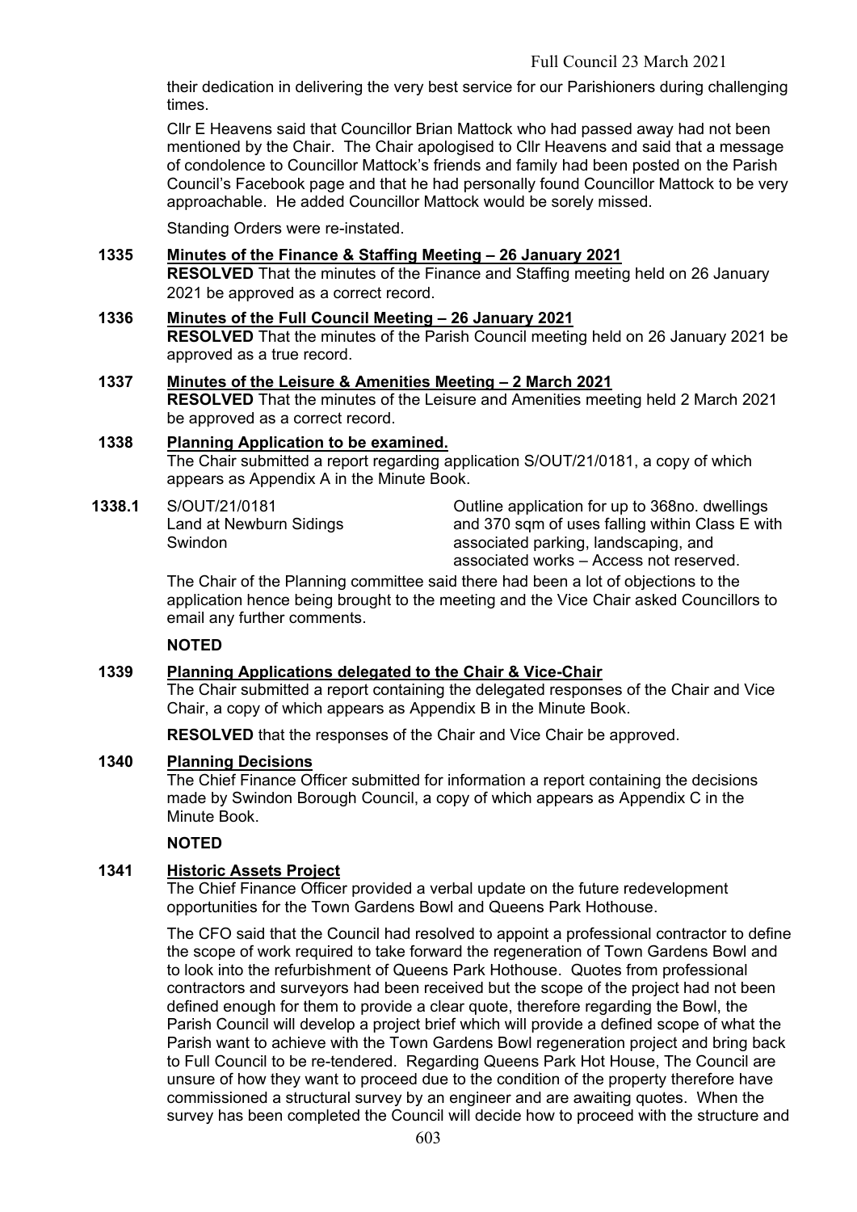their dedication in delivering the very best service for our Parishioners during challenging times.

Cllr E Heavens said that Councillor Brian Mattock who had passed away had not been mentioned by the Chair. The Chair apologised to Cllr Heavens and said that a message of condolence to Councillor Mattock's friends and family had been posted on the Parish Council's Facebook page and that he had personally found Councillor Mattock to be very approachable. He added Councillor Mattock would be sorely missed.

Standing Orders were re-instated.

**1335 Minutes of the Finance & Staffing Meeting – 26 January 2021**

**RESOLVED** That the minutes of the Finance and Staffing meeting held on 26 January 2021 be approved as a correct record.

**1336 Minutes of the Full Council Meeting – 26 January 2021**

**RESOLVED** That the minutes of the Parish Council meeting held on 26 January 2021 be approved as a true record.

**1337 Minutes of the Leisure & Amenities Meeting – 2 March 2021**

**RESOLVED** That the minutes of the Leisure and Amenities meeting held 2 March 2021 be approved as a correct record.

**1338 Planning Application to be examined.**

The Chair submitted a report regarding application S/OUT/21/0181, a copy of which appears as Appendix A in the Minute Book.

**1338.1** S/OUT/21/0181
Land at Newburn Sidings
Swindon

Outline application for up to 368no. dwellings and 370 sqm of uses falling within Class E with associated parking, landscaping, and associated works – Access not reserved.

The Chair of the Planning committee said there had been a lot of objections to the application hence being brought to the meeting and the Vice Chair asked Councillors to email any further comments.

**NOTED**

**1339 Planning Applications delegated to the Chair & Vice-Chair**

The Chair submitted a report containing the delegated responses of the Chair and Vice Chair, a copy of which appears as Appendix B in the Minute Book.

**RESOLVED** that the responses of the Chair and Vice Chair be approved.

**1340 Planning Decisions**

The Chief Finance Officer submitted for information a report containing the decisions made by Swindon Borough Council, a copy of which appears as Appendix C in the Minute Book.

**NOTED**

**1341 Historic Assets Project**

The Chief Finance Officer provided a verbal update on the future redevelopment opportunities for the Town Gardens Bowl and Queens Park Hothouse.

The CFO said that the Council had resolved to appoint a professional contractor to define the scope of work required to take forward the regeneration of Town Gardens Bowl and to look into the refurbishment of Queens Park Hothouse. Quotes from professional contractors and surveyors had been received but the scope of the project had not been defined enough for them to provide a clear quote, therefore regarding the Bowl, the Parish Council will develop a project brief which will provide a defined scope of what the Parish want to achieve with the Town Gardens Bowl regeneration project and bring back to Full Council to be re-tendered. Regarding Queens Park Hot House, The Council are unsure of how they want to proceed due to the condition of the property therefore have commissioned a structural survey by an engineer and are awaiting quotes. When the survey has been completed the Council will decide how to proceed with the structure and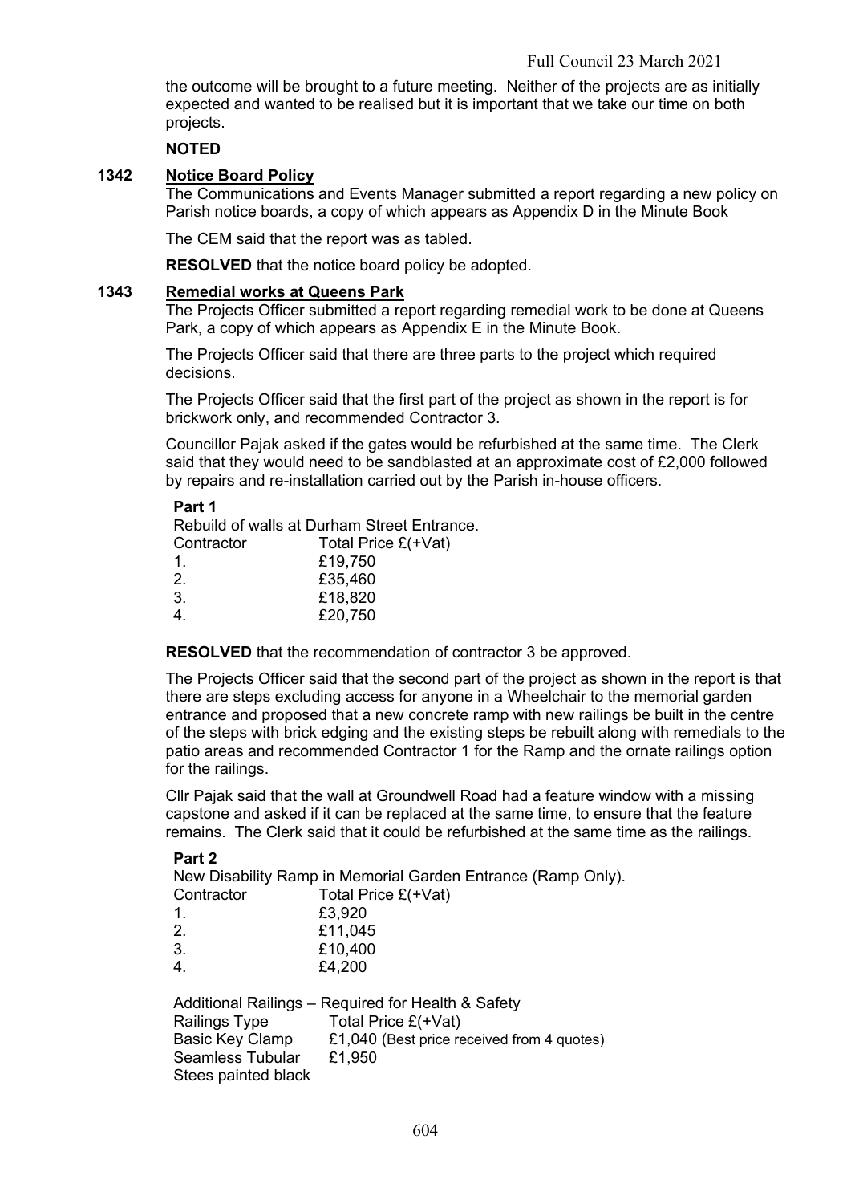the outcome will be brought to a future meeting. Neither of the projects are as initially expected and wanted to be realised but it is important that we take our time on both projects.

**NOTED**

## 1342 Notice Board Policy

The Communications and Events Manager submitted a report regarding a new policy on Parish notice boards, a copy of which appears as Appendix D in the Minute Book

The CEM said that the report was as tabled.

**RESOLVED** that the notice board policy be adopted.

## 1343 Remedial works at Queens Park

The Projects Officer submitted a report regarding remedial work to be done at Queens Park, a copy of which appears as Appendix E in the Minute Book.

The Projects Officer said that there are three parts to the project which required decisions.

The Projects Officer said that the first part of the project as shown in the report is for brickwork only, and recommended Contractor 3.

Councillor Pajak asked if the gates would be refurbished at the same time. The Clerk said that they would need to be sandblasted at an approximate cost of £2,000 followed by repairs and re-installation carried out by the Parish in-house officers.

**Part 1**

Rebuild of walls at Durham Street Entrance.

| Contractor | Total Price £(+Vat) |
|---|---|
| 1. | £19,750 |
| 2. | £35,460 |
| 3. | £18,820 |
| 4. | £20,750 |

**RESOLVED** that the recommendation of contractor 3 be approved.

The Projects Officer said that the second part of the project as shown in the report is that there are steps excluding access for anyone in a Wheelchair to the memorial garden entrance and proposed that a new concrete ramp with new railings be built in the centre of the steps with brick edging and the existing steps be rebuilt along with remedials to the patio areas and recommended Contractor 1 for the Ramp and the ornate railings option for the railings.

Cllr Pajak said that the wall at Groundwell Road had a feature window with a missing capstone and asked if it can be replaced at the same time, to ensure that the feature remains. The Clerk said that it could be refurbished at the same time as the railings.

**Part 2**

New Disability Ramp in Memorial Garden Entrance (Ramp Only).

| Contractor | Total Price £(+Vat) |
|---|---|
| 1. | £3,920 |
| 2. | £11,045 |
| 3. | £10,400 |
| 4. | £4,200 |

Additional Railings – Required for Health & Safety

| Railings Type | Total Price £(+Vat) |
|---|---|
| Basic Key Clamp | £1,040 (Best price received from 4 quotes) |
| Seamless Tubular Stees painted black | £1,950 |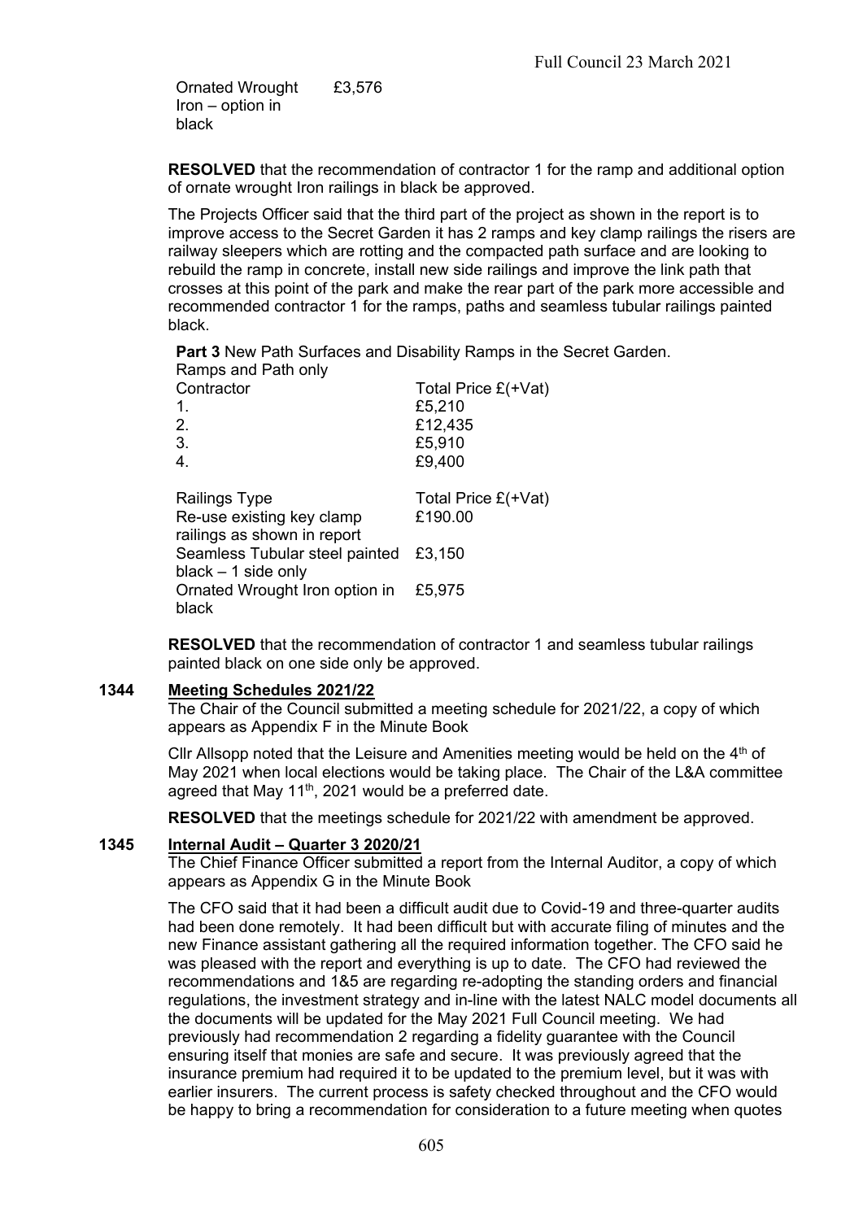| Ornated Wrought Iron – option in black | £3,576 |
|---|---|

**RESOLVED** that the recommendation of contractor 1 for the ramp and additional option of ornate wrought Iron railings in black be approved.

The Projects Officer said that the third part of the project as shown in the report is to improve access to the Secret Garden it has 2 ramps and key clamp railings the risers are railway sleepers which are rotting and the compacted path surface and are looking to rebuild the ramp in concrete, install new side railings and improve the link path that crosses at this point of the park and make the rear part of the park more accessible and recommended contractor 1 for the ramps, paths and seamless tubular railings painted black.

**Part 3** New Path Surfaces and Disability Ramps in the Secret Garden.

Ramps and Path only

| Contractor | Total Price £(+Vat) |
|---|---|
| 1. | £5,210 |
| 2. | £12,435 |
| 3. | £5,910 |
| 4. | £9,400 |

| Railings Type | Total Price £(+Vat) |
|---|---|
| Re-use existing key clamp railings as shown in report | £190.00 |
| Seamless Tubular steel painted black – 1 side only | £3,150 |
| Ornated Wrought Iron option in black | £5,975 |

**RESOLVED** that the recommendation of contractor 1 and seamless tubular railings painted black on one side only be approved.

## 1344 Meeting Schedules 2021/22

The Chair of the Council submitted a meeting schedule for 2021/22, a copy of which appears as Appendix F in the Minute Book

Cllr Allsopp noted that the Leisure and Amenities meeting would be held on the 4th of May 2021 when local elections would be taking place. The Chair of the L&A committee agreed that May 11th, 2021 would be a preferred date.

**RESOLVED** that the meetings schedule for 2021/22 with amendment be approved.

## 1345 Internal Audit – Quarter 3 2020/21

The Chief Finance Officer submitted a report from the Internal Auditor, a copy of which appears as Appendix G in the Minute Book

The CFO said that it had been a difficult audit due to Covid-19 and three-quarter audits had been done remotely. It had been difficult but with accurate filing of minutes and the new Finance assistant gathering all the required information together. The CFO said he was pleased with the report and everything is up to date. The CFO had reviewed the recommendations and 1&5 are regarding re-adopting the standing orders and financial regulations, the investment strategy and in-line with the latest NALC model documents all the documents will be updated for the May 2021 Full Council meeting. We had previously had recommendation 2 regarding a fidelity guarantee with the Council ensuring itself that monies are safe and secure. It was previously agreed that the insurance premium had required it to be updated to the premium level, but it was with earlier insurers. The current process is safety checked throughout and the CFO would be happy to bring a recommendation for consideration to a future meeting when quotes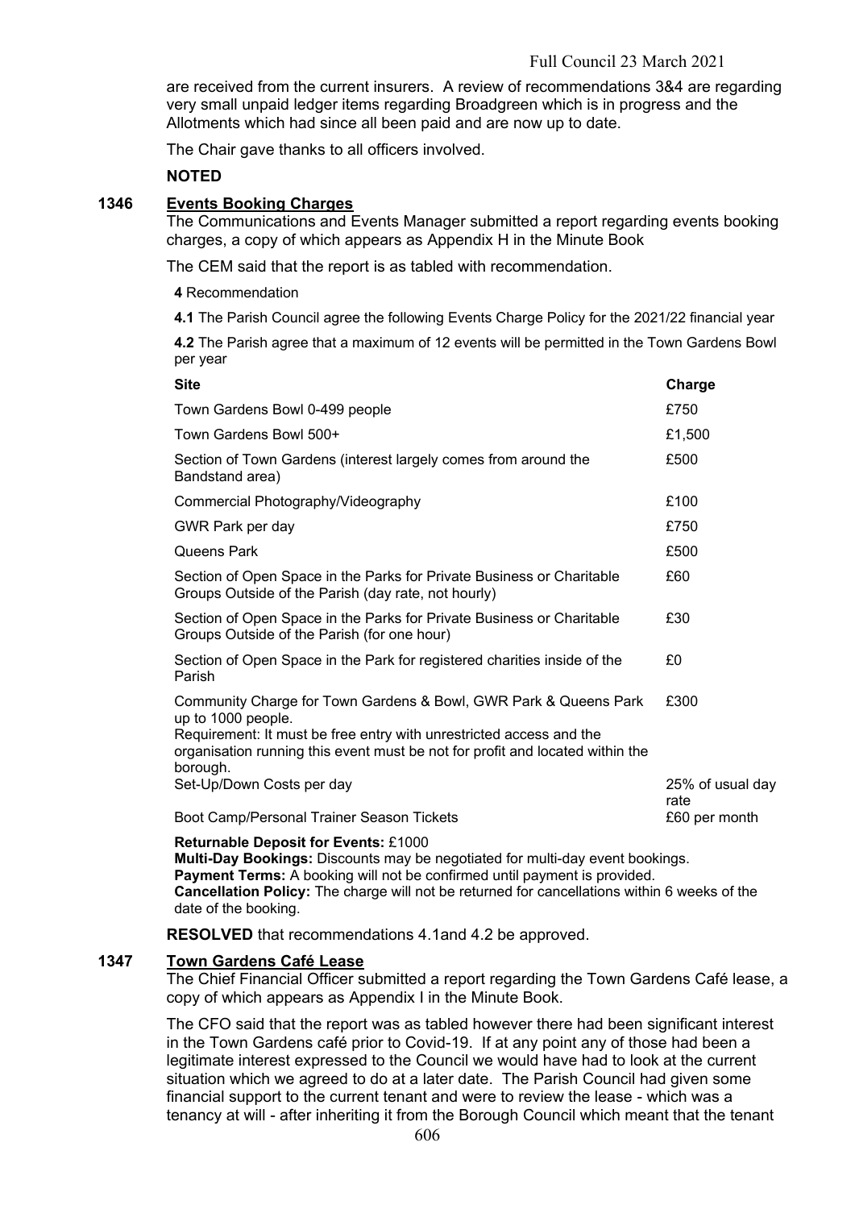are received from the current insurers. A review of recommendations 3&4 are regarding very small unpaid ledger items regarding Broadgreen which is in progress and the Allotments which had since all been paid and are now up to date.

The Chair gave thanks to all officers involved.

**NOTED**

## 1346 Events Booking Charges

The Communications and Events Manager submitted a report regarding events booking charges, a copy of which appears as Appendix H in the Minute Book

The CEM said that the report is as tabled with recommendation.

**4** Recommendation

**4.1** The Parish Council agree the following Events Charge Policy for the 2021/22 financial year

**4.2** The Parish agree that a maximum of 12 events will be permitted in the Town Gardens Bowl per year

| Site | Charge |
|---|---|
| Town Gardens Bowl 0-499 people | £750 |
| Town Gardens Bowl 500+ | £1,500 |
| Section of Town Gardens (interest largely comes from around the Bandstand area) | £500 |
| Commercial Photography/Videography | £100 |
| GWR Park per day | £750 |
| Queens Park | £500 |
| Section of Open Space in the Parks for Private Business or Charitable Groups Outside of the Parish (day rate, not hourly) | £60 |
| Section of Open Space in the Parks for Private Business or Charitable Groups Outside of the Parish (for one hour) | £30 |
| Section of Open Space in the Park for registered charities inside of the Parish | £0 |
| Community Charge for Town Gardens & Bowl, GWR Park & Queens Park up to 1000 people. Requirement: It must be free entry with unrestricted access and the organisation running this event must be not for profit and located within the borough. | £300 |
| Set-Up/Down Costs per day | 25% of usual day rate |
| Boot Camp/Personal Trainer Season Tickets | £60 per month |

**Returnable Deposit for Events:** £1000
**Multi-Day Bookings:** Discounts may be negotiated for multi-day event bookings.
**Payment Terms:** A booking will not be confirmed until payment is provided.
**Cancellation Policy:** The charge will not be returned for cancellations within 6 weeks of the date of the booking.

**RESOLVED** that recommendations 4.1and 4.2 be approved.

## 1347 Town Gardens Café Lease

The Chief Financial Officer submitted a report regarding the Town Gardens Café lease, a copy of which appears as Appendix I in the Minute Book.

The CFO said that the report was as tabled however there had been significant interest in the Town Gardens café prior to Covid-19. If at any point any of those had been a legitimate interest expressed to the Council we would have had to look at the current situation which we agreed to do at a later date. The Parish Council had given some financial support to the current tenant and were to review the lease - which was a tenancy at will - after inheriting it from the Borough Council which meant that the tenant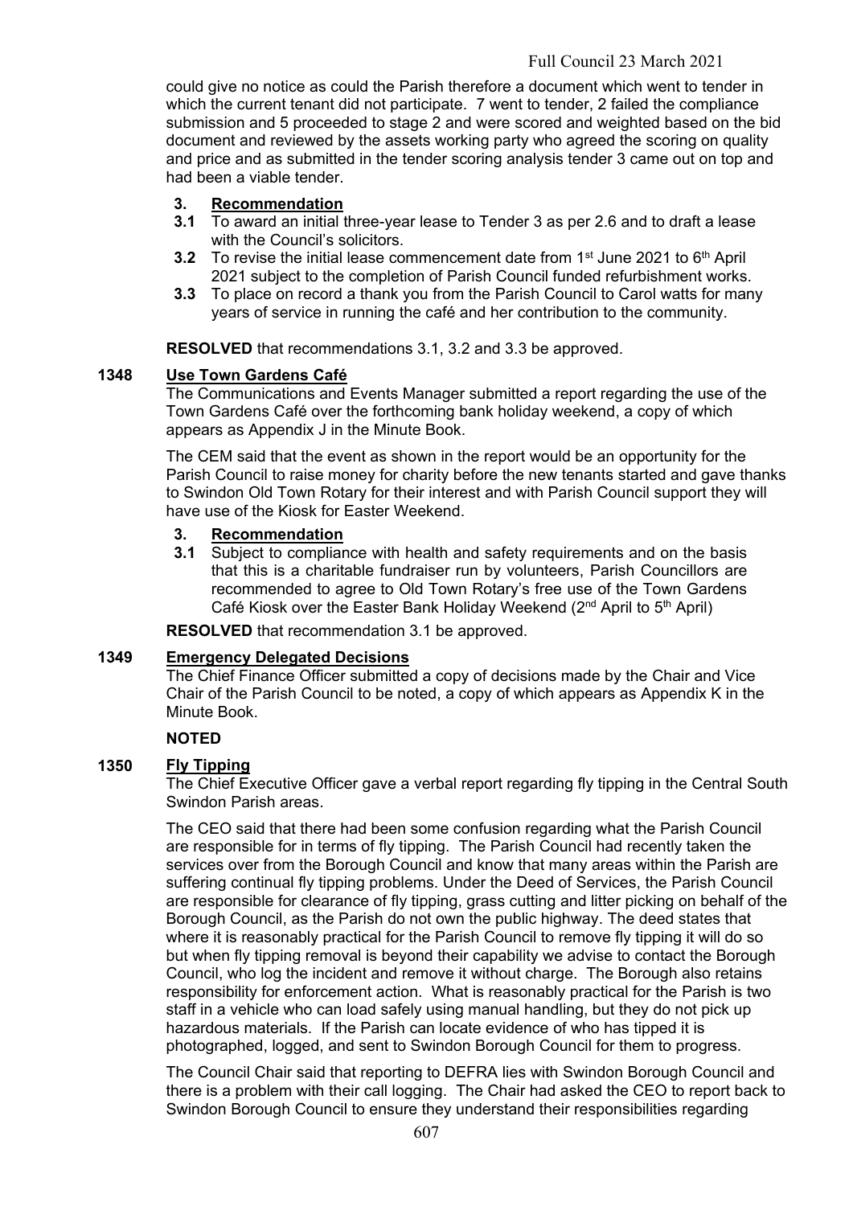could give no notice as could the Parish therefore a document which went to tender in which the current tenant did not participate. 7 went to tender, 2 failed the compliance submission and 5 proceeded to stage 2 and were scored and weighted based on the bid document and reviewed by the assets working party who agreed the scoring on quality and price and as submitted in the tender scoring analysis tender 3 came out on top and had been a viable tender.

**3. Recommendation**

**3.1** To award an initial three-year lease to Tender 3 as per 2.6 and to draft a lease with the Council's solicitors.

**3.2** To revise the initial lease commencement date from 1st June 2021 to 6th April 2021 subject to the completion of Parish Council funded refurbishment works.

**3.3** To place on record a thank you from the Parish Council to Carol watts for many years of service in running the café and her contribution to the community.

**RESOLVED** that recommendations 3.1, 3.2 and 3.3 be approved.

**1348 Use Town Gardens Café**

The Communications and Events Manager submitted a report regarding the use of the Town Gardens Café over the forthcoming bank holiday weekend, a copy of which appears as Appendix J in the Minute Book.

The CEM said that the event as shown in the report would be an opportunity for the Parish Council to raise money for charity before the new tenants started and gave thanks to Swindon Old Town Rotary for their interest and with Parish Council support they will have use of the Kiosk for Easter Weekend.

**3. Recommendation**

**3.1** Subject to compliance with health and safety requirements and on the basis that this is a charitable fundraiser run by volunteers, Parish Councillors are recommended to agree to Old Town Rotary's free use of the Town Gardens Café Kiosk over the Easter Bank Holiday Weekend (2nd April to 5th April)

**RESOLVED** that recommendation 3.1 be approved.

**1349 Emergency Delegated Decisions**

The Chief Finance Officer submitted a copy of decisions made by the Chair and Vice Chair of the Parish Council to be noted, a copy of which appears as Appendix K in the Minute Book.

**NOTED**

**1350 Fly Tipping**

The Chief Executive Officer gave a verbal report regarding fly tipping in the Central South Swindon Parish areas.

The CEO said that there had been some confusion regarding what the Parish Council are responsible for in terms of fly tipping. The Parish Council had recently taken the services over from the Borough Council and know that many areas within the Parish are suffering continual fly tipping problems. Under the Deed of Services, the Parish Council are responsible for clearance of fly tipping, grass cutting and litter picking on behalf of the Borough Council, as the Parish do not own the public highway. The deed states that where it is reasonably practical for the Parish Council to remove fly tipping it will do so but when fly tipping removal is beyond their capability we advise to contact the Borough Council, who log the incident and remove it without charge. The Borough also retains responsibility for enforcement action. What is reasonably practical for the Parish is two staff in a vehicle who can load safely using manual handling, but they do not pick up hazardous materials. If the Parish can locate evidence of who has tipped it is photographed, logged, and sent to Swindon Borough Council for them to progress.

The Council Chair said that reporting to DEFRA lies with Swindon Borough Council and there is a problem with their call logging. The Chair had asked the CEO to report back to Swindon Borough Council to ensure they understand their responsibilities regarding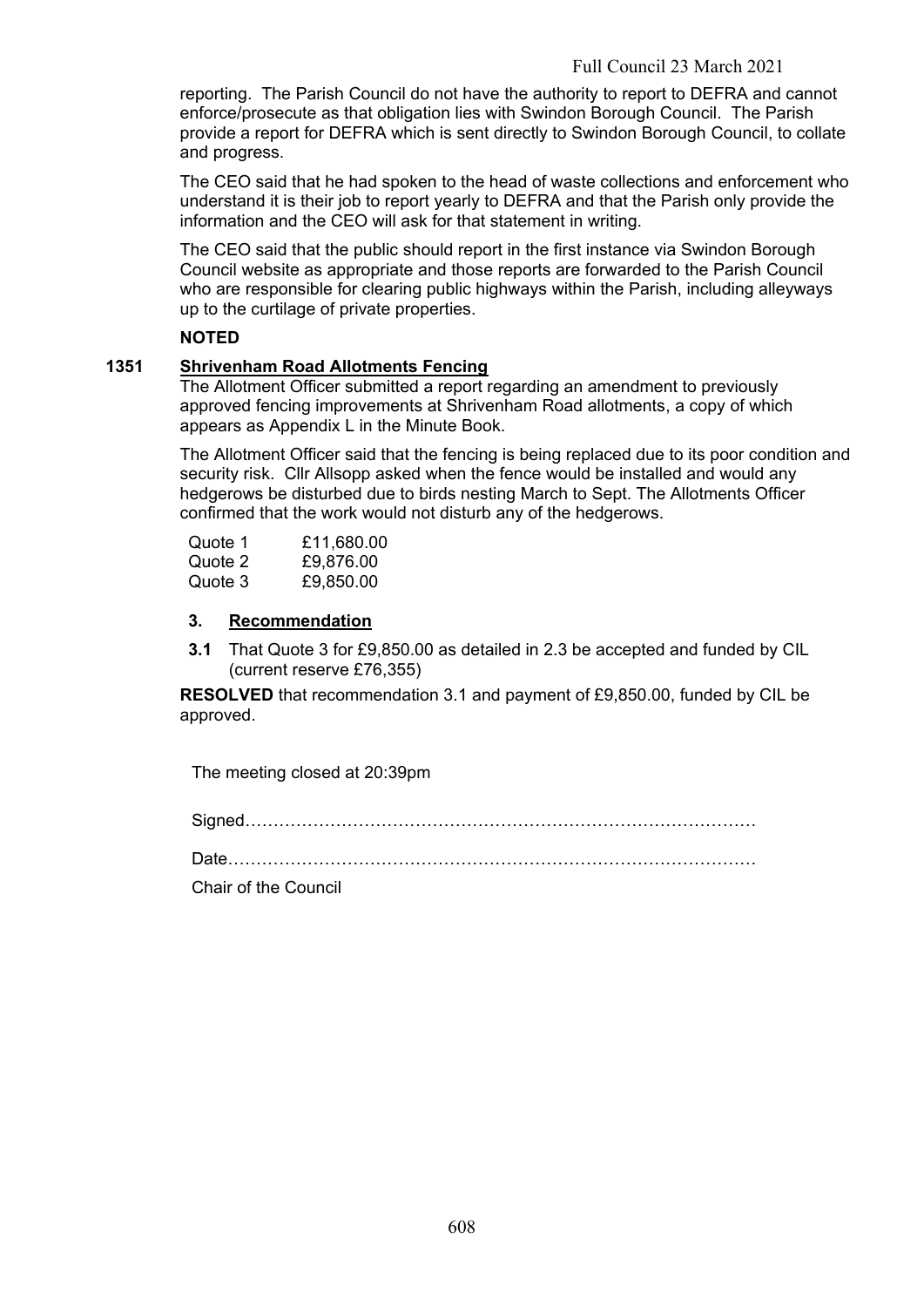reporting. The Parish Council do not have the authority to report to DEFRA and cannot enforce/prosecute as that obligation lies with Swindon Borough Council. The Parish provide a report for DEFRA which is sent directly to Swindon Borough Council, to collate and progress.

The CEO said that he had spoken to the head of waste collections and enforcement who understand it is their job to report yearly to DEFRA and that the Parish only provide the information and the CEO will ask for that statement in writing.

The CEO said that the public should report in the first instance via Swindon Borough Council website as appropriate and those reports are forwarded to the Parish Council who are responsible for clearing public highways within the Parish, including alleyways up to the curtilage of private properties.

**NOTED**

**1351 Shrivenham Road Allotments Fencing**

The Allotment Officer submitted a report regarding an amendment to previously approved fencing improvements at Shrivenham Road allotments, a copy of which appears as Appendix L in the Minute Book.

The Allotment Officer said that the fencing is being replaced due to its poor condition and security risk. Cllr Allsopp asked when the fence would be installed and would any hedgerows be disturbed due to birds nesting March to Sept. The Allotments Officer confirmed that the work would not disturb any of the hedgerows.

| Quote 1 | £11,680.00 |
|---|---|
| Quote 2 | £9,876.00 |
| Quote 3 | £9,850.00 |

**3. Recommendation**

**3.1** That Quote 3 for £9,850.00 as detailed in 2.3 be accepted and funded by CIL (current reserve £76,355)

**RESOLVED** that recommendation 3.1 and payment of £9,850.00, funded by CIL be approved.

The meeting closed at 20:39pm

Signed………………………………………………………………………………

Date………………………………………………………………………………

Chair of the Council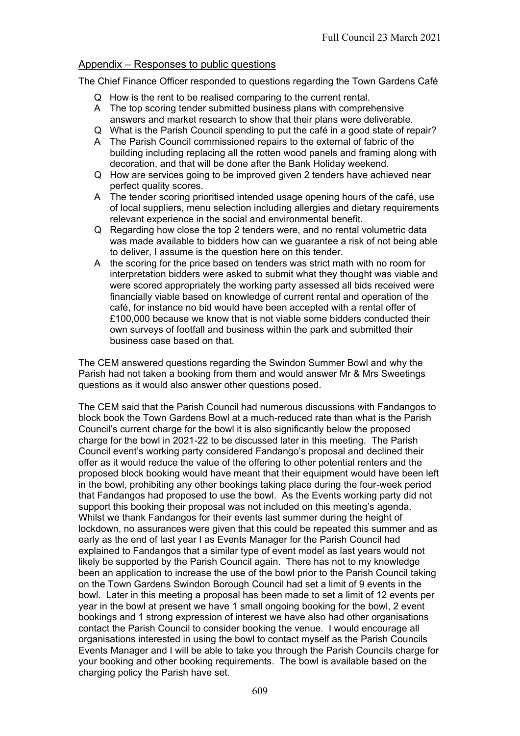## Appendix – Responses to public questions

The Chief Finance Officer responded to questions regarding the Town Gardens Café

- Q How is the rent to be realised comparing to the current rental.
- A The top scoring tender submitted business plans with comprehensive answers and market research to show that their plans were deliverable.
- Q What is the Parish Council spending to put the café in a good state of repair?
- A The Parish Council commissioned repairs to the external of fabric of the building including replacing all the rotten wood panels and framing along with decoration, and that will be done after the Bank Holiday weekend.
- Q How are services going to be improved given 2 tenders have achieved near perfect quality scores.
- A The tender scoring prioritised intended usage opening hours of the café, use of local suppliers, menu selection including allergies and dietary requirements relevant experience in the social and environmental benefit.
- Q Regarding how close the top 2 tenders were, and no rental volumetric data was made available to bidders how can we guarantee a risk of not being able to deliver, I assume is the question here on this tender.
- A the scoring for the price based on tenders was strict math with no room for interpretation bidders were asked to submit what they thought was viable and were scored appropriately the working party assessed all bids received were financially viable based on knowledge of current rental and operation of the café, for instance no bid would have been accepted with a rental offer of £100,000 because we know that is not viable some bidders conducted their own surveys of footfall and business within the park and submitted their business case based on that.

The CEM answered questions regarding the Swindon Summer Bowl and why the Parish had not taken a booking from them and would answer Mr & Mrs Sweetings questions as it would also answer other questions posed.

The CEM said that the Parish Council had numerous discussions with Fandangos to block book the Town Gardens Bowl at a much-reduced rate than what is the Parish Council's current charge for the bowl it is also significantly below the proposed charge for the bowl in 2021-22 to be discussed later in this meeting. The Parish Council event's working party considered Fandango's proposal and declined their offer as it would reduce the value of the offering to other potential renters and the proposed block booking would have meant that their equipment would have been left in the bowl, prohibiting any other bookings taking place during the four-week period that Fandangos had proposed to use the bowl. As the Events working party did not support this booking their proposal was not included on this meeting's agenda. Whilst we thank Fandangos for their events last summer during the height of lockdown, no assurances were given that this could be repeated this summer and as early as the end of last year I as Events Manager for the Parish Council had explained to Fandangos that a similar type of event model as last years would not likely be supported by the Parish Council again. There has not to my knowledge been an application to increase the use of the bowl prior to the Parish Council taking on the Town Gardens Swindon Borough Council had set a limit of 9 events in the bowl. Later in this meeting a proposal has been made to set a limit of 12 events per year in the bowl at present we have 1 small ongoing booking for the bowl, 2 event bookings and 1 strong expression of interest we have also had other organisations contact the Parish Council to consider booking the venue. I would encourage all organisations interested in using the bowl to contact myself as the Parish Councils Events Manager and I will be able to take you through the Parish Councils charge for your booking and other booking requirements. The bowl is available based on the charging policy the Parish have set.